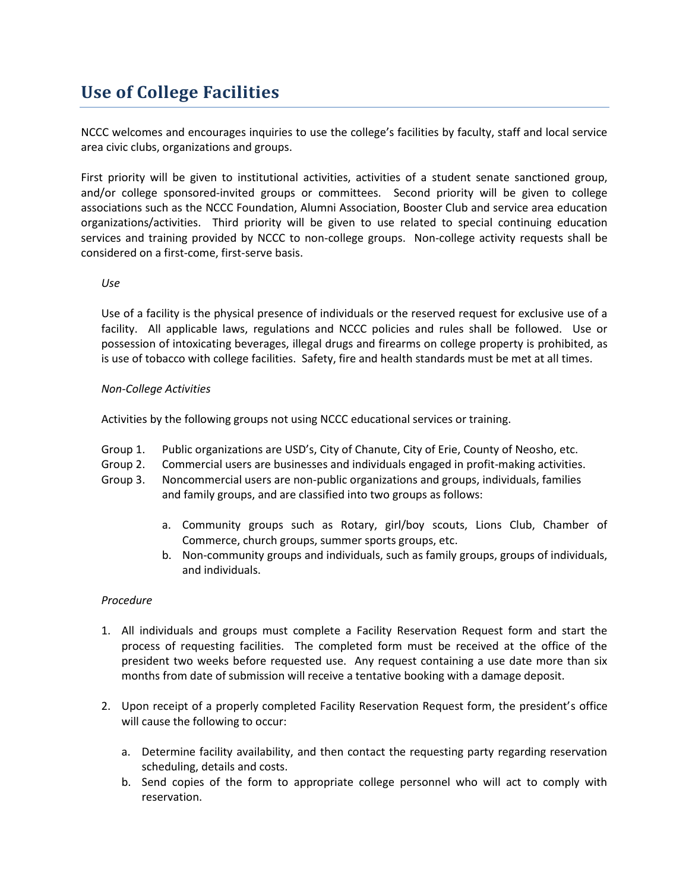# Use of College Facilities

NCCC welcomes and encourages inquiries to use the college's facilities by faculty, staff and local service area civic clubs, organizations and groups.

First priority will be given to institutional activities, activities of a student senate sanctioned group, and/or college sponsored-invited groups or committees. Second priority will be given to college associations such as the NCCC Foundation, Alumni Association, Booster Club and service area education organizations/activities. Third priority will be given to use related to special continuing education services and training provided by NCCC to non-college groups. Non-college activity requests shall be considered on a first-come, first-serve basis.

*Use*

Use of a facility is the physical presence of individuals or the reserved request for exclusive use of a facility. All applicable laws, regulations and NCCC policies and rules shall be followed. Use or possession of intoxicating beverages, illegal drugs and firearms on college property is prohibited, as is use of tobacco with college facilities. Safety, fire and health standards must be met at all times.

*Non-College Activities*

Activities by the following groups not using NCCC educational services or training.

Group 1. Public organizations are USD's, City of Chanute, City of Erie, County of Neosho, etc.

Group 2. Commercial users are businesses and individuals engaged in profit-making activities.

Group 3. Noncommercial users are non-public organizations and groups, individuals, families and family groups, and are classified into two groups as follows:

- a. Community groups such as Rotary, girl/boy scouts, Lions Club, Chamber of Commerce, church groups, summer sports groups, etc.
- b. Non-community groups and individuals, such as family groups, groups of individuals, and individuals.

*Procedure*

1. All individuals and groups must complete a Facility Reservation Request form and start the process of requesting facilities. The completed form must be received at the office of the president two weeks before requested use. Any request containing a use date more than six months from date of submission will receive a tentative booking with a damage deposit.

2. Upon receipt of a properly completed Facility Reservation Request form, the president's office will cause the following to occur:

   a. Determine facility availability, and then contact the requesting party regarding reservation scheduling, details and costs.

   b. Send copies of the form to appropriate college personnel who will act to comply with reservation.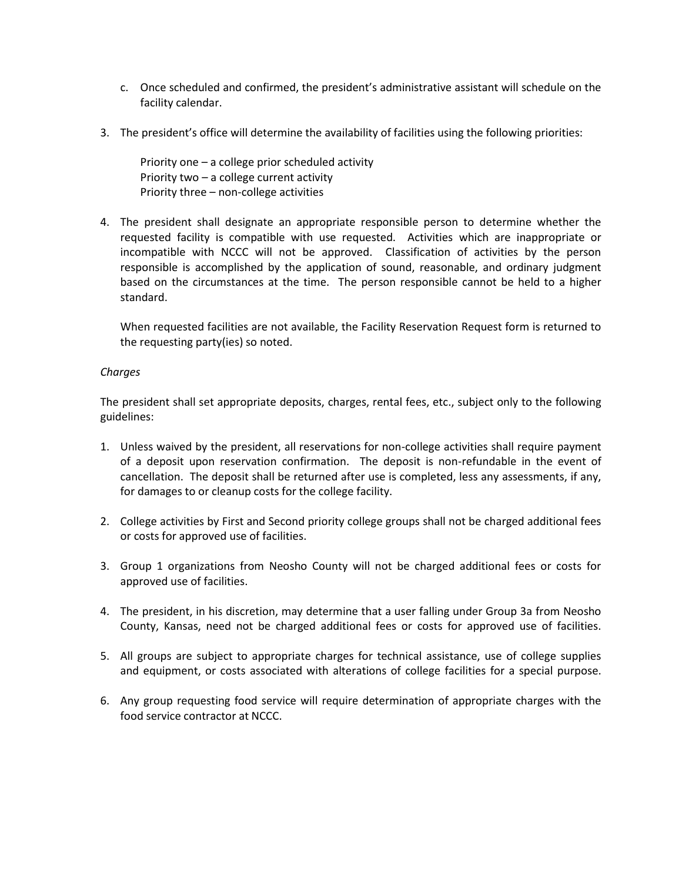c. Once scheduled and confirmed, the president's administrative assistant will schedule on the facility calendar.

3. The president's office will determine the availability of facilities using the following priorities:

   Priority one – a college prior scheduled activity
   Priority two – a college current activity
   Priority three – non-college activities

4. The president shall designate an appropriate responsible person to determine whether the requested facility is compatible with use requested. Activities which are inappropriate or incompatible with NCCC will not be approved. Classification of activities by the person responsible is accomplished by the application of sound, reasonable, and ordinary judgment based on the circumstances at the time. The person responsible cannot be held to a higher standard.

   When requested facilities are not available, the Facility Reservation Request form is returned to the requesting party(ies) so noted.

*Charges*

The president shall set appropriate deposits, charges, rental fees, etc., subject only to the following guidelines:

1. Unless waived by the president, all reservations for non-college activities shall require payment of a deposit upon reservation confirmation. The deposit is non-refundable in the event of cancellation. The deposit shall be returned after use is completed, less any assessments, if any, for damages to or cleanup costs for the college facility.

2. College activities by First and Second priority college groups shall not be charged additional fees or costs for approved use of facilities.

3. Group 1 organizations from Neosho County will not be charged additional fees or costs for approved use of facilities.

4. The president, in his discretion, may determine that a user falling under Group 3a from Neosho County, Kansas, need not be charged additional fees or costs for approved use of facilities.

5. All groups are subject to appropriate charges for technical assistance, use of college supplies and equipment, or costs associated with alterations of college facilities for a special purpose.

6. Any group requesting food service will require determination of appropriate charges with the food service contractor at NCCC.